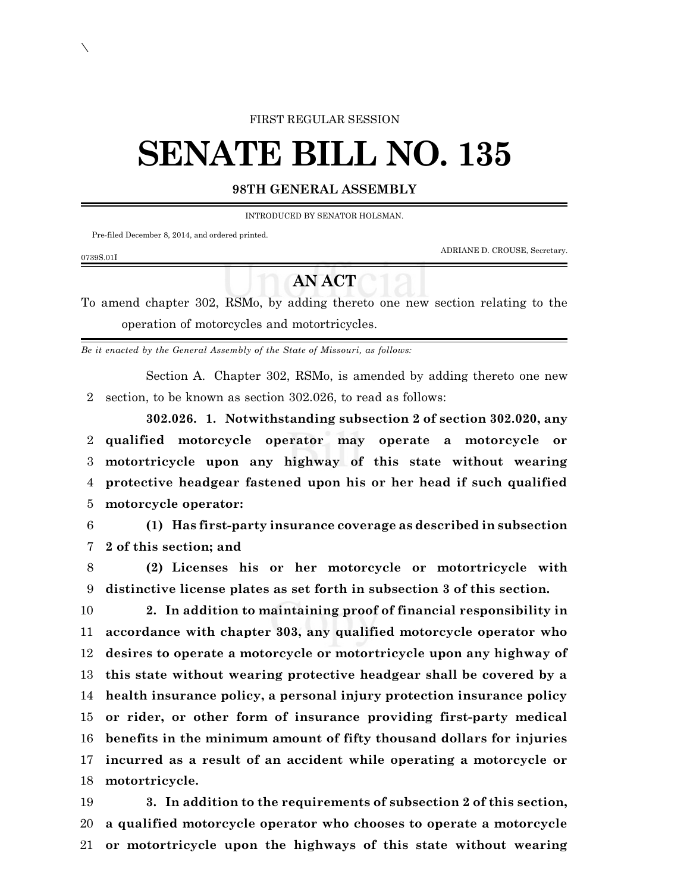FIRST REGULAR SESSION

# SENATE BILL NO. 135

**98TH GENERAL ASSEMBLY**

INTRODUCED BY SENATOR HOLSMAN.

Pre-filed December 8, 2014, and ordered printed.

ADRIANE D. CROUSE, Secretary.

0739S.01I

## AN ACT

To amend chapter 302, RSMo, by adding thereto one new section relating to the operation of motorcycles and motortricycles.

*Be it enacted by the General Assembly of the State of Missouri, as follows:*

Section A. Chapter 302, RSMo, is amended by adding thereto one new
2 section, to be known as section 302.026, to read as follows:

**302.026. 1. Notwithstanding subsection 2 of section 302.020, any**
2 **qualified motorcycle operator may operate a motorcycle or**
3 **motortricycle upon any highway of this state without wearing**
4 **protective headgear fastened upon his or her head if such qualified**
5 **motorcycle operator:**

6 **(1) Has first-party insurance coverage as described in subsection**
7 **2 of this section; and**

8 **(2) Licenses his or her motorcycle or motortricycle with**
9 **distinctive license plates as set forth in subsection 3 of this section.**

10 **2. In addition to maintaining proof of financial responsibility in**
11 **accordance with chapter 303, any qualified motorcycle operator who**
12 **desires to operate a motorcycle or motortricycle upon any highway of**
13 **this state without wearing protective headgear shall be covered by a**
14 **health insurance policy, a personal injury protection insurance policy**
15 **or rider, or other form of insurance providing first-party medical**
16 **benefits in the minimum amount of fifty thousand dollars for injuries**
17 **incurred as a result of an accident while operating a motorcycle or**
18 **motortricycle.**

19 **3. In addition to the requirements of subsection 2 of this section,**
20 **a qualified motorcycle operator who chooses to operate a motorcycle**
21 **or motortricycle upon the highways of this state without wearing**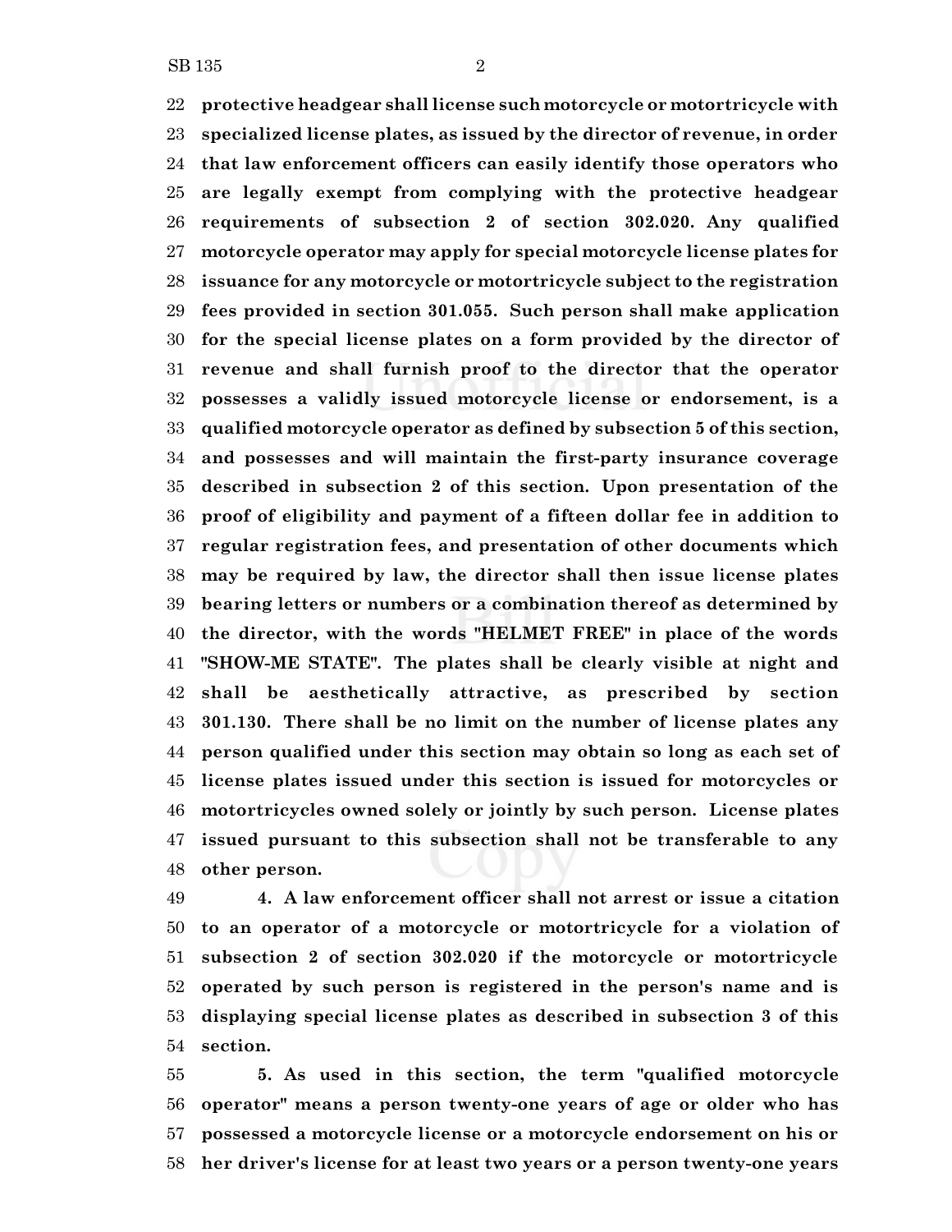**protective headgear shall license such motorcycle or motortricycle with specialized license plates, as issued by the director of revenue, in order that law enforcement officers can easily identify those operators who are legally exempt from complying with the protective headgear requirements of subsection 2 of section 302.020. Any qualified motorcycle operator may apply for special motorcycle license plates for issuance for any motorcycle or motortricycle subject to the registration fees provided in section 301.055. Such person shall make application for the special license plates on a form provided by the director of revenue and shall furnish proof to the director that the operator possesses a validly issued motorcycle license or endorsement, is a qualified motorcycle operator as defined by subsection 5 of this section, and possesses and will maintain the first-party insurance coverage described in subsection 2 of this section. Upon presentation of the proof of eligibility and payment of a fifteen dollar fee in addition to regular registration fees, and presentation of other documents which may be required by law, the director shall then issue license plates bearing letters or numbers or a combination thereof as determined by the director, with the words "HELMET FREE" in place of the words "SHOW-ME STATE". The plates shall be clearly visible at night and shall be aesthetically attractive, as prescribed by section 301.130. There shall be no limit on the number of license plates any person qualified under this section may obtain so long as each set of license plates issued under this section is issued for motorcycles or motortricycles owned solely or jointly by such person. License plates issued pursuant to this subsection shall not be transferable to any other person.**

**4. A law enforcement officer shall not arrest or issue a citation to an operator of a motorcycle or motortricycle for a violation of subsection 2 of section 302.020 if the motorcycle or motortricycle operated by such person is registered in the person's name and is displaying special license plates as described in subsection 3 of this section.**

**5. As used in this section, the term "qualified motorcycle operator" means a person twenty-one years of age or older who has possessed a motorcycle license or a motorcycle endorsement on his or her driver's license for at least two years or a person twenty-one years**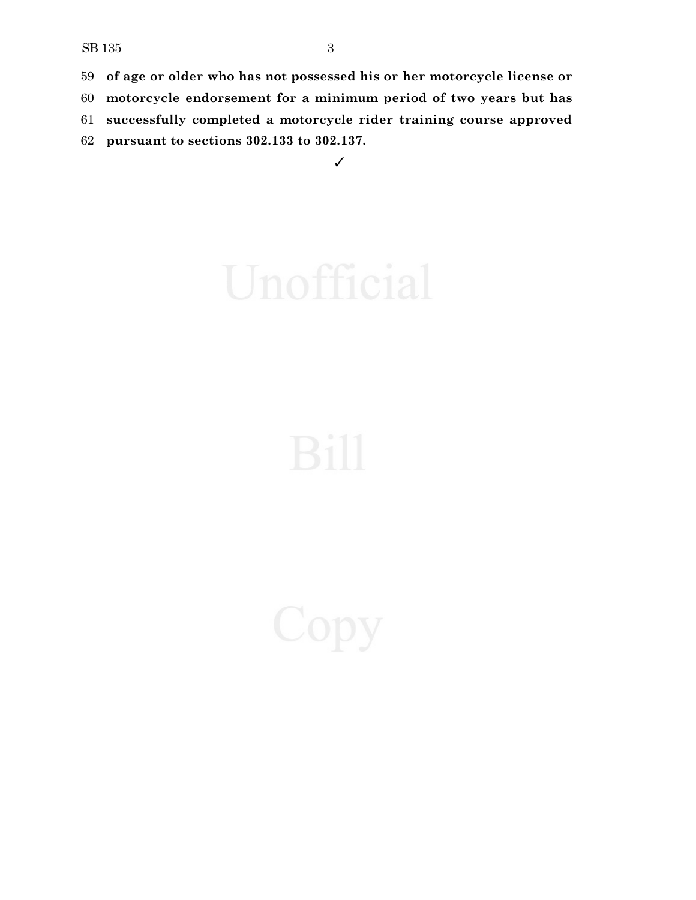59 **of age or older who has not possessed his or her motorcycle license or**
60 **motorcycle endorsement for a minimum period of two years but has**
61 **successfully completed a motorcycle rider training course approved**
62 **pursuant to sections 302.133 to 302.137.**

✓